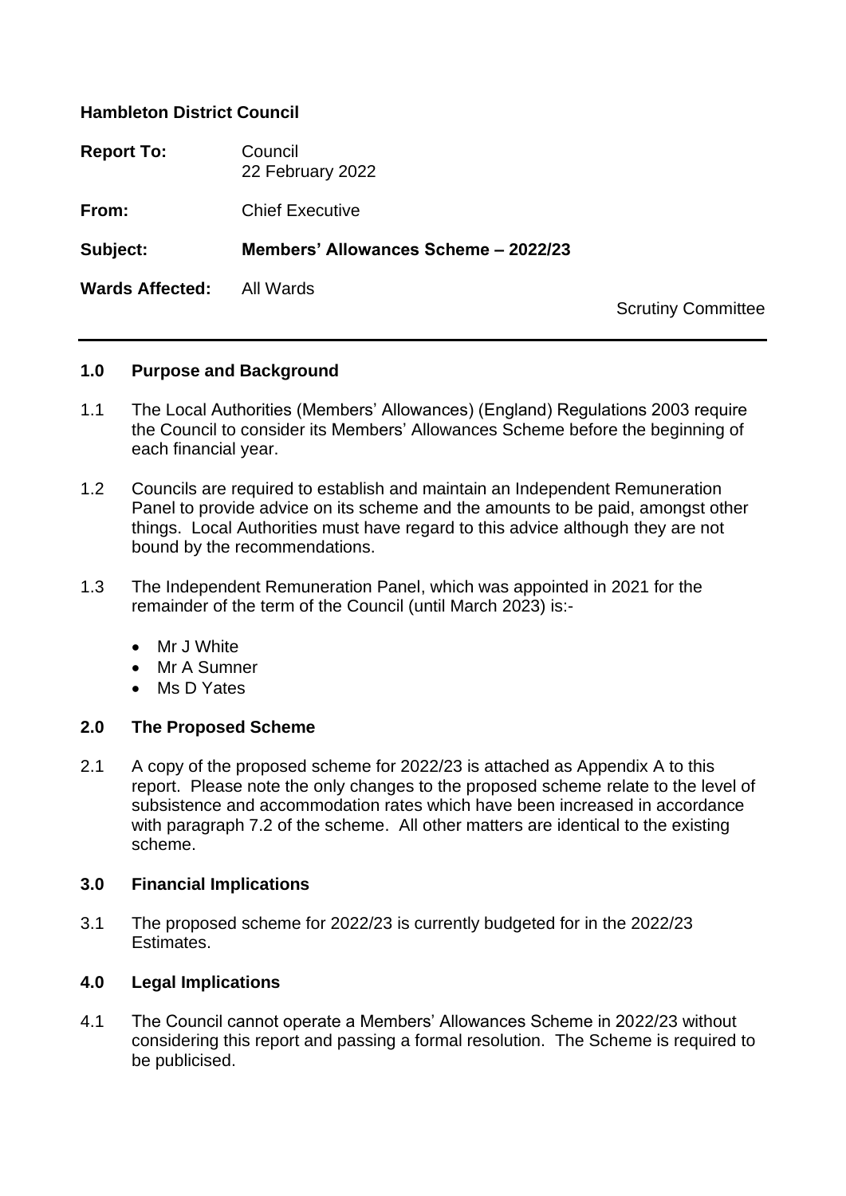**Hambleton District Council**

| | |
|---|---|
| **Report To:** | Council<br>22 February 2022 |
| **From:** | Chief Executive |
| **Subject:** | **Members' Allowances Scheme – 2022/23** |
| **Wards Affected:** | All Wards |

Scrutiny Committee

## 1.0 Purpose and Background

1.1 The Local Authorities (Members' Allowances) (England) Regulations 2003 require the Council to consider its Members' Allowances Scheme before the beginning of each financial year.

1.2 Councils are required to establish and maintain an Independent Remuneration Panel to provide advice on its scheme and the amounts to be paid, amongst other things. Local Authorities must have regard to this advice although they are not bound by the recommendations.

1.3 The Independent Remuneration Panel, which was appointed in 2021 for the remainder of the term of the Council (until March 2023) is:-

- Mr J White
- Mr A Sumner
- Ms D Yates

## 2.0 The Proposed Scheme

2.1 A copy of the proposed scheme for 2022/23 is attached as Appendix A to this report. Please note the only changes to the proposed scheme relate to the level of subsistence and accommodation rates which have been increased in accordance with paragraph 7.2 of the scheme. All other matters are identical to the existing scheme.

## 3.0 Financial Implications

3.1 The proposed scheme for 2022/23 is currently budgeted for in the 2022/23 Estimates.

## 4.0 Legal Implications

4.1 The Council cannot operate a Members' Allowances Scheme in 2022/23 without considering this report and passing a formal resolution. The Scheme is required to be publicised.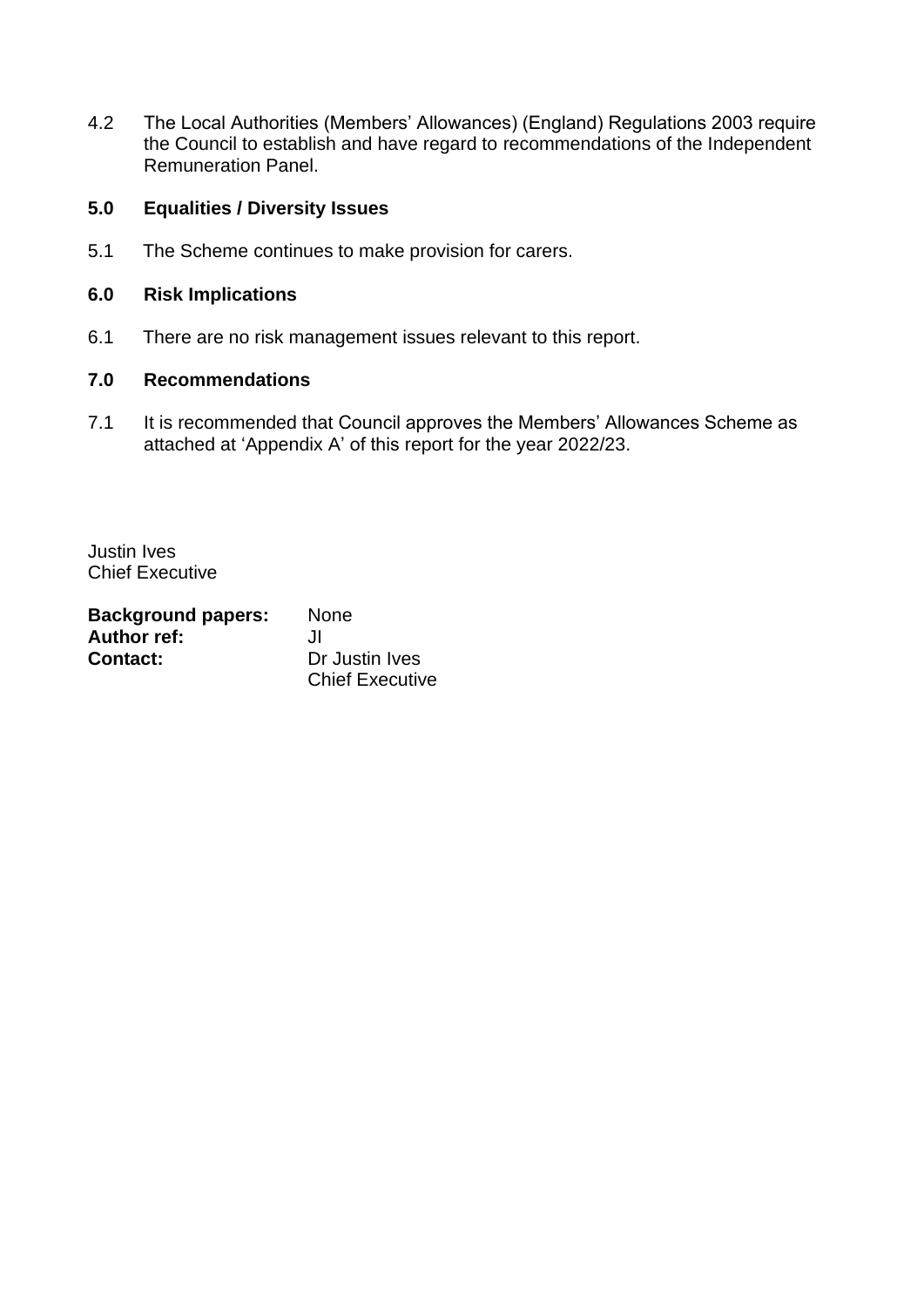4.2 The Local Authorities (Members' Allowances) (England) Regulations 2003 require the Council to establish and have regard to recommendations of the Independent Remuneration Panel.

## 5.0 Equalities / Diversity Issues

5.1 The Scheme continues to make provision for carers.

## 6.0 Risk Implications

6.1 There are no risk management issues relevant to this report.

## 7.0 Recommendations

7.1 It is recommended that Council approves the Members' Allowances Scheme as attached at 'Appendix A' of this report for the year 2022/23.

Justin Ives
Chief Executive

**Background papers:** None
**Author ref:** JI
**Contact:** Dr Justin Ives
Chief Executive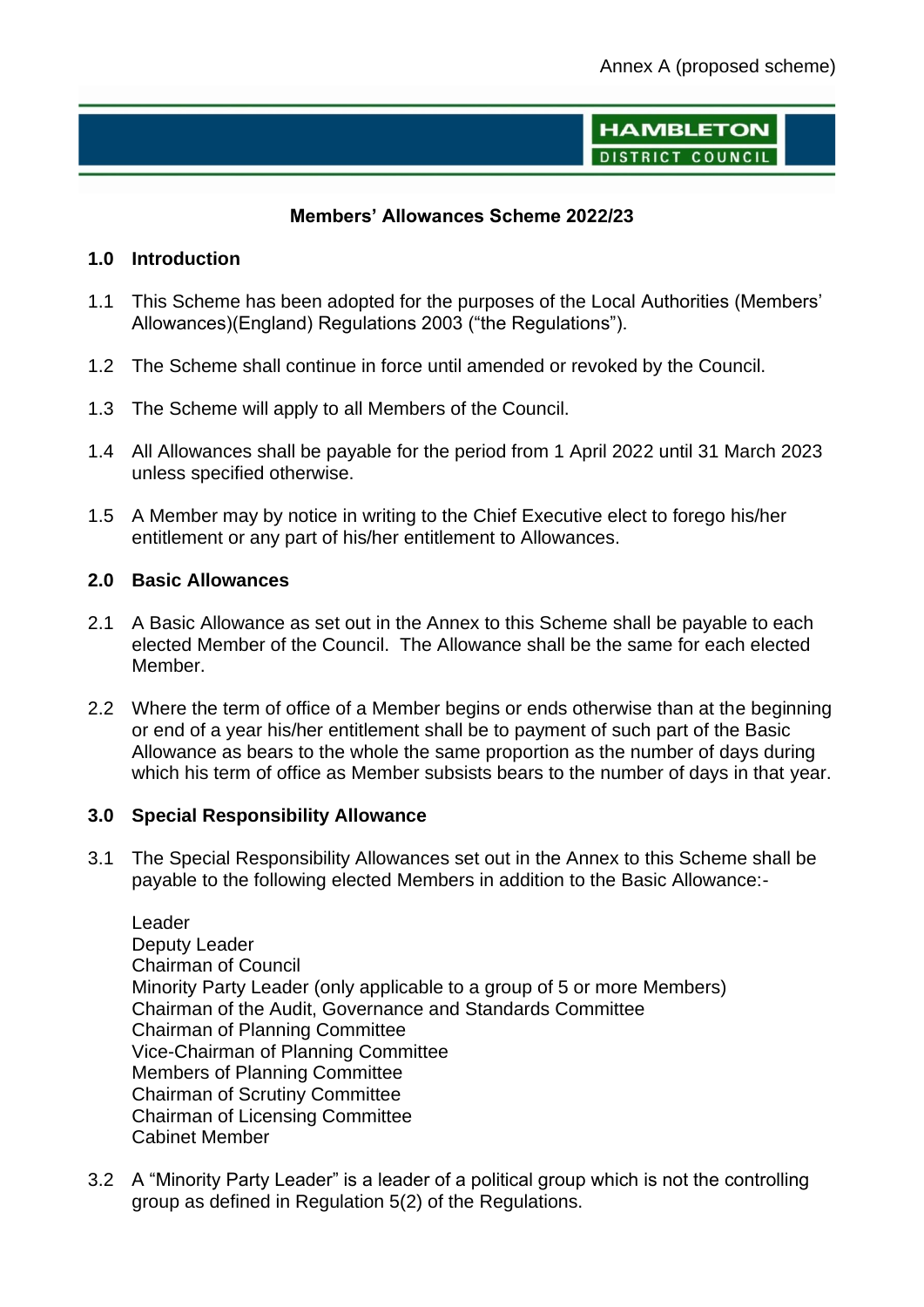Annex A (proposed scheme)

HAMBLETON DISTRICT COUNCIL

**Members' Allowances Scheme 2022/23**

## 1.0 Introduction

1.1 This Scheme has been adopted for the purposes of the Local Authorities (Members' Allowances)(England) Regulations 2003 ("the Regulations").

1.2 The Scheme shall continue in force until amended or revoked by the Council.

1.3 The Scheme will apply to all Members of the Council.

1.4 All Allowances shall be payable for the period from 1 April 2022 until 31 March 2023 unless specified otherwise.

1.5 A Member may by notice in writing to the Chief Executive elect to forego his/her entitlement or any part of his/her entitlement to Allowances.

## 2.0 Basic Allowances

2.1 A Basic Allowance as set out in the Annex to this Scheme shall be payable to each elected Member of the Council. The Allowance shall be the same for each elected Member.

2.2 Where the term of office of a Member begins or ends otherwise than at the beginning or end of a year his/her entitlement shall be to payment of such part of the Basic Allowance as bears to the whole the same proportion as the number of days during which his term of office as Member subsists bears to the number of days in that year.

## 3.0 Special Responsibility Allowance

3.1 The Special Responsibility Allowances set out in the Annex to this Scheme shall be payable to the following elected Members in addition to the Basic Allowance:-

Leader
Deputy Leader
Chairman of Council
Minority Party Leader (only applicable to a group of 5 or more Members)
Chairman of the Audit, Governance and Standards Committee
Chairman of Planning Committee
Vice-Chairman of Planning Committee
Members of Planning Committee
Chairman of Scrutiny Committee
Chairman of Licensing Committee
Cabinet Member

3.2 A "Minority Party Leader" is a leader of a political group which is not the controlling group as defined in Regulation 5(2) of the Regulations.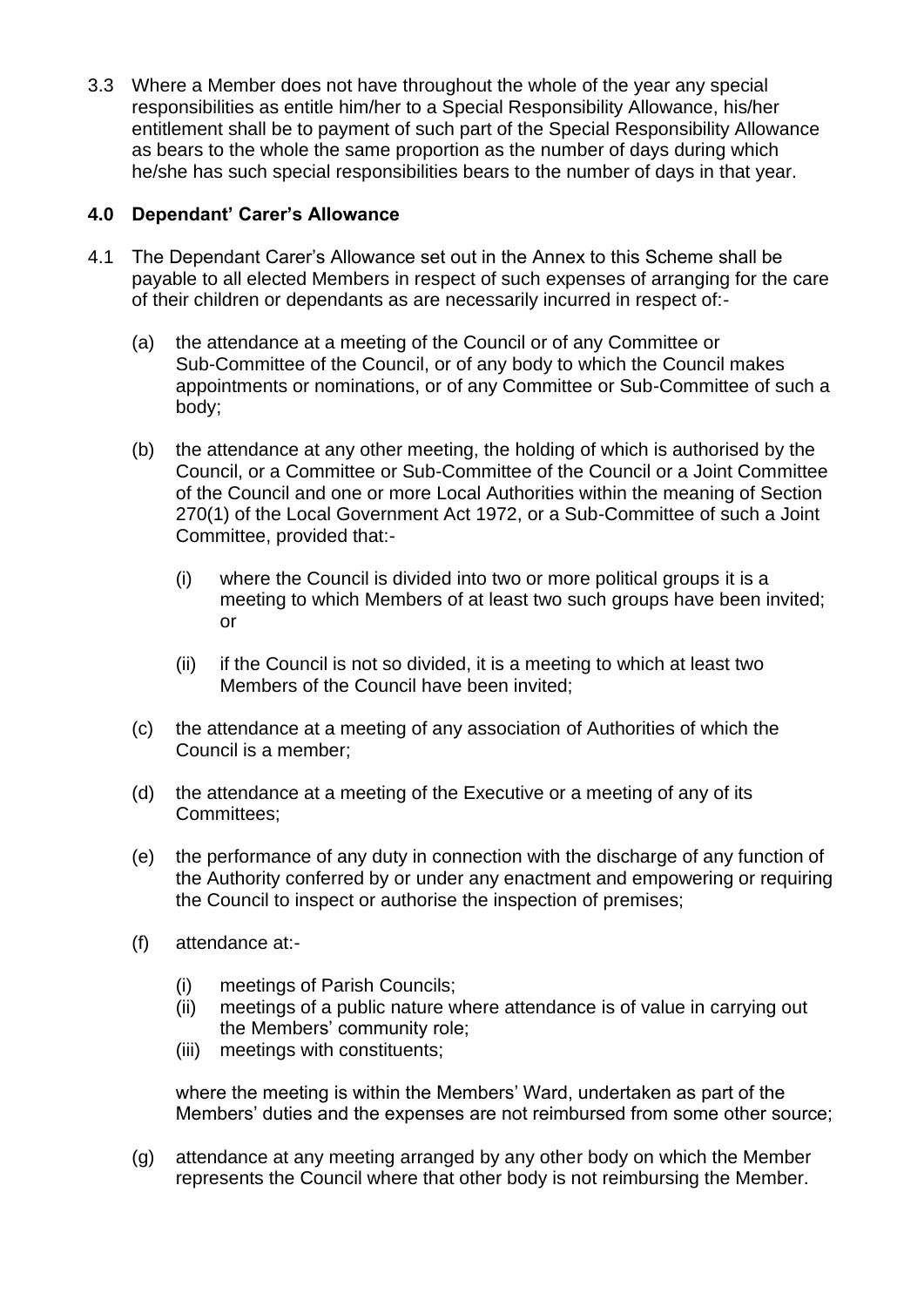3.3 Where a Member does not have throughout the whole of the year any special responsibilities as entitle him/her to a Special Responsibility Allowance, his/her entitlement shall be to payment of such part of the Special Responsibility Allowance as bears to the whole the same proportion as the number of days during which he/she has such special responsibilities bears to the number of days in that year.

## 4.0 Dependant' Carer's Allowance

4.1 The Dependant Carer's Allowance set out in the Annex to this Scheme shall be payable to all elected Members in respect of such expenses of arranging for the care of their children or dependants as are necessarily incurred in respect of:-

(a) the attendance at a meeting of the Council or of any Committee or Sub-Committee of the Council, or of any body to which the Council makes appointments or nominations, or of any Committee or Sub-Committee of such a body;

(b) the attendance at any other meeting, the holding of which is authorised by the Council, or a Committee or Sub-Committee of the Council or a Joint Committee of the Council and one or more Local Authorities within the meaning of Section 270(1) of the Local Government Act 1972, or a Sub-Committee of such a Joint Committee, provided that:-

  (i) where the Council is divided into two or more political groups it is a meeting to which Members of at least two such groups have been invited; or

  (ii) if the Council is not so divided, it is a meeting to which at least two Members of the Council have been invited;

(c) the attendance at a meeting of any association of Authorities of which the Council is a member;

(d) the attendance at a meeting of the Executive or a meeting of any of its Committees;

(e) the performance of any duty in connection with the discharge of any function of the Authority conferred by or under any enactment and empowering or requiring the Council to inspect or authorise the inspection of premises;

(f) attendance at:-

  (i) meetings of Parish Councils;
  (ii) meetings of a public nature where attendance is of value in carrying out the Members' community role;
  (iii) meetings with constituents;

  where the meeting is within the Members' Ward, undertaken as part of the Members' duties and the expenses are not reimbursed from some other source;

(g) attendance at any meeting arranged by any other body on which the Member represents the Council where that other body is not reimbursing the Member.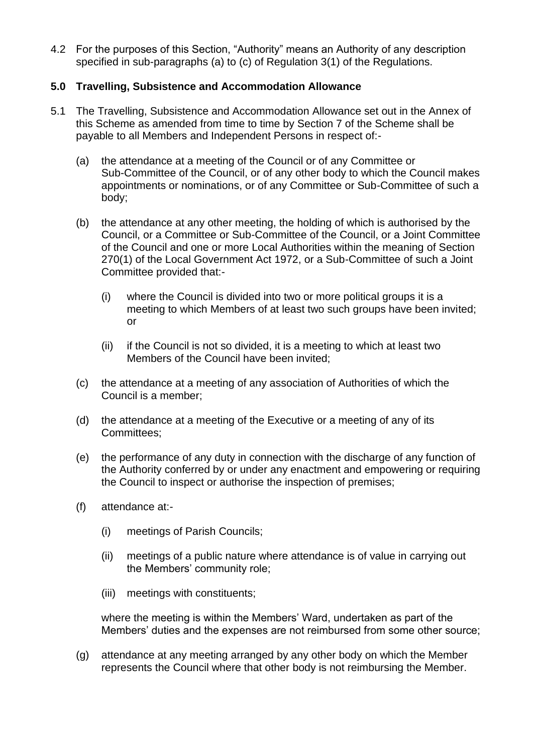4.2 For the purposes of this Section, "Authority" means an Authority of any description specified in sub-paragraphs (a) to (c) of Regulation 3(1) of the Regulations.

## 5.0 Travelling, Subsistence and Accommodation Allowance

5.1 The Travelling, Subsistence and Accommodation Allowance set out in the Annex of this Scheme as amended from time to time by Section 7 of the Scheme shall be payable to all Members and Independent Persons in respect of:-

(a) the attendance at a meeting of the Council or of any Committee or Sub-Committee of the Council, or of any other body to which the Council makes appointments or nominations, or of any Committee or Sub-Committee of such a body;

(b) the attendance at any other meeting, the holding of which is authorised by the Council, or a Committee or Sub-Committee of the Council, or a Joint Committee of the Council and one or more Local Authorities within the meaning of Section 270(1) of the Local Government Act 1972, or a Sub-Committee of such a Joint Committee provided that:-

(i) where the Council is divided into two or more political groups it is a meeting to which Members of at least two such groups have been invited; or

(ii) if the Council is not so divided, it is a meeting to which at least two Members of the Council have been invited;

(c) the attendance at a meeting of any association of Authorities of which the Council is a member;

(d) the attendance at a meeting of the Executive or a meeting of any of its Committees;

(e) the performance of any duty in connection with the discharge of any function of the Authority conferred by or under any enactment and empowering or requiring the Council to inspect or authorise the inspection of premises;

(f) attendance at:-

(i) meetings of Parish Councils;

(ii) meetings of a public nature where attendance is of value in carrying out the Members' community role;

(iii) meetings with constituents;

where the meeting is within the Members' Ward, undertaken as part of the Members' duties and the expenses are not reimbursed from some other source;

(g) attendance at any meeting arranged by any other body on which the Member represents the Council where that other body is not reimbursing the Member.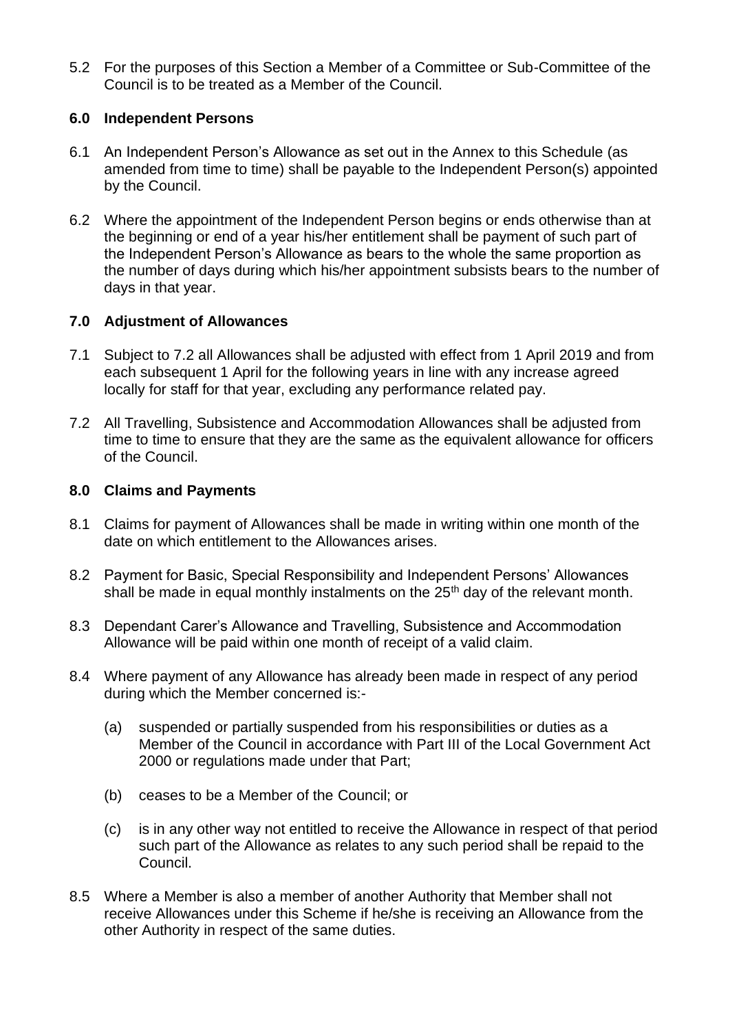5.2 For the purposes of this Section a Member of a Committee or Sub-Committee of the Council is to be treated as a Member of the Council.

## 6.0 Independent Persons

6.1 An Independent Person's Allowance as set out in the Annex to this Schedule (as amended from time to time) shall be payable to the Independent Person(s) appointed by the Council.

6.2 Where the appointment of the Independent Person begins or ends otherwise than at the beginning or end of a year his/her entitlement shall be payment of such part of the Independent Person's Allowance as bears to the whole the same proportion as the number of days during which his/her appointment subsists bears to the number of days in that year.

## 7.0 Adjustment of Allowances

7.1 Subject to 7.2 all Allowances shall be adjusted with effect from 1 April 2019 and from each subsequent 1 April for the following years in line with any increase agreed locally for staff for that year, excluding any performance related pay.

7.2 All Travelling, Subsistence and Accommodation Allowances shall be adjusted from time to time to ensure that they are the same as the equivalent allowance for officers of the Council.

## 8.0 Claims and Payments

8.1 Claims for payment of Allowances shall be made in writing within one month of the date on which entitlement to the Allowances arises.

8.2 Payment for Basic, Special Responsibility and Independent Persons' Allowances shall be made in equal monthly instalments on the 25th day of the relevant month.

8.3 Dependant Carer's Allowance and Travelling, Subsistence and Accommodation Allowance will be paid within one month of receipt of a valid claim.

8.4 Where payment of any Allowance has already been made in respect of any period during which the Member concerned is:-

(a) suspended or partially suspended from his responsibilities or duties as a Member of the Council in accordance with Part III of the Local Government Act 2000 or regulations made under that Part;

(b) ceases to be a Member of the Council; or

(c) is in any other way not entitled to receive the Allowance in respect of that period such part of the Allowance as relates to any such period shall be repaid to the Council.

8.5 Where a Member is also a member of another Authority that Member shall not receive Allowances under this Scheme if he/she is receiving an Allowance from the other Authority in respect of the same duties.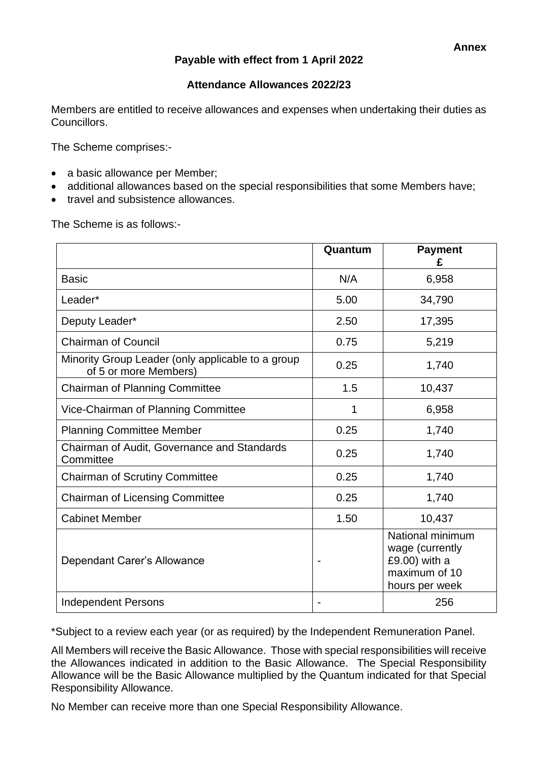**Annex**

**Payable with effect from 1 April 2022**

**Attendance Allowances 2022/23**

Members are entitled to receive allowances and expenses when undertaking their duties as Councillors.

The Scheme comprises:-

- a basic allowance per Member;
- additional allowances based on the special responsibilities that some Members have;
- travel and subsistence allowances.

The Scheme is as follows:-

| | **Quantum** | **Payment £** |
|---|---|---|
| Basic | N/A | 6,958 |
| Leader* | 5.00 | 34,790 |
| Deputy Leader* | 2.50 | 17,395 |
| Chairman of Council | 0.75 | 5,219 |
| Minority Group Leader (only applicable to a group of 5 or more Members) | 0.25 | 1,740 |
| Chairman of Planning Committee | 1.5 | 10,437 |
| Vice-Chairman of Planning Committee | 1 | 6,958 |
| Planning Committee Member | 0.25 | 1,740 |
| Chairman of Audit, Governance and Standards Committee | 0.25 | 1,740 |
| Chairman of Scrutiny Committee | 0.25 | 1,740 |
| Chairman of Licensing Committee | 0.25 | 1,740 |
| Cabinet Member | 1.50 | 10,437 |
| Dependant Carer's Allowance | - | National minimum wage (currently £9.00) with a maximum of 10 hours per week |
| Independent Persons | - | 256 |

*Subject to a review each year (or as required) by the Independent Remuneration Panel.

All Members will receive the Basic Allowance. Those with special responsibilities will receive the Allowances indicated in addition to the Basic Allowance. The Special Responsibility Allowance will be the Basic Allowance multiplied by the Quantum indicated for that Special Responsibility Allowance.

No Member can receive more than one Special Responsibility Allowance.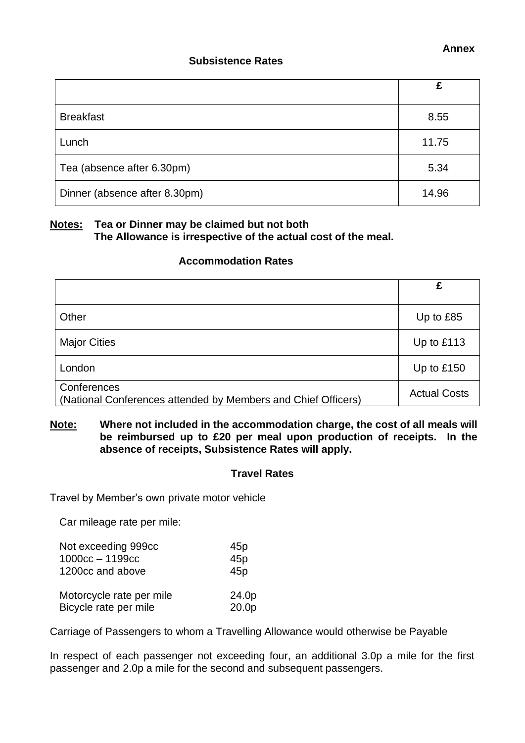**Annex**

## Subsistence Rates

| | £ |
|---|---|
| Breakfast | 8.55 |
| Lunch | 11.75 |
| Tea (absence after 6.30pm) | 5.34 |
| Dinner (absence after 8.30pm) | 14.96 |

**Notes: Tea or Dinner may be claimed but not both**
**The Allowance is irrespective of the actual cost of the meal.**

## Accommodation Rates

| | £ |
|---|---|
| Other | Up to £85 |
| Major Cities | Up to £113 |
| London | Up to £150 |
| Conferences<br>(National Conferences attended by Members and Chief Officers) | Actual Costs |

**Note: Where not included in the accommodation charge, the cost of all meals will be reimbursed up to £20 per meal upon production of receipts. In the absence of receipts, Subsistence Rates will apply.**

## Travel Rates

Travel by Member's own private motor vehicle

Car mileage rate per mile:

| | |
|---|---|
| Not exceeding 999cc | 45p |
| 1000cc – 1199cc | 45p |
| 1200cc and above | 45p |
| Motorcycle rate per mile | 24.0p |
| Bicycle rate per mile | 20.0p |

Carriage of Passengers to whom a Travelling Allowance would otherwise be Payable

In respect of each passenger not exceeding four, an additional 3.0p a mile for the first passenger and 2.0p a mile for the second and subsequent passengers.